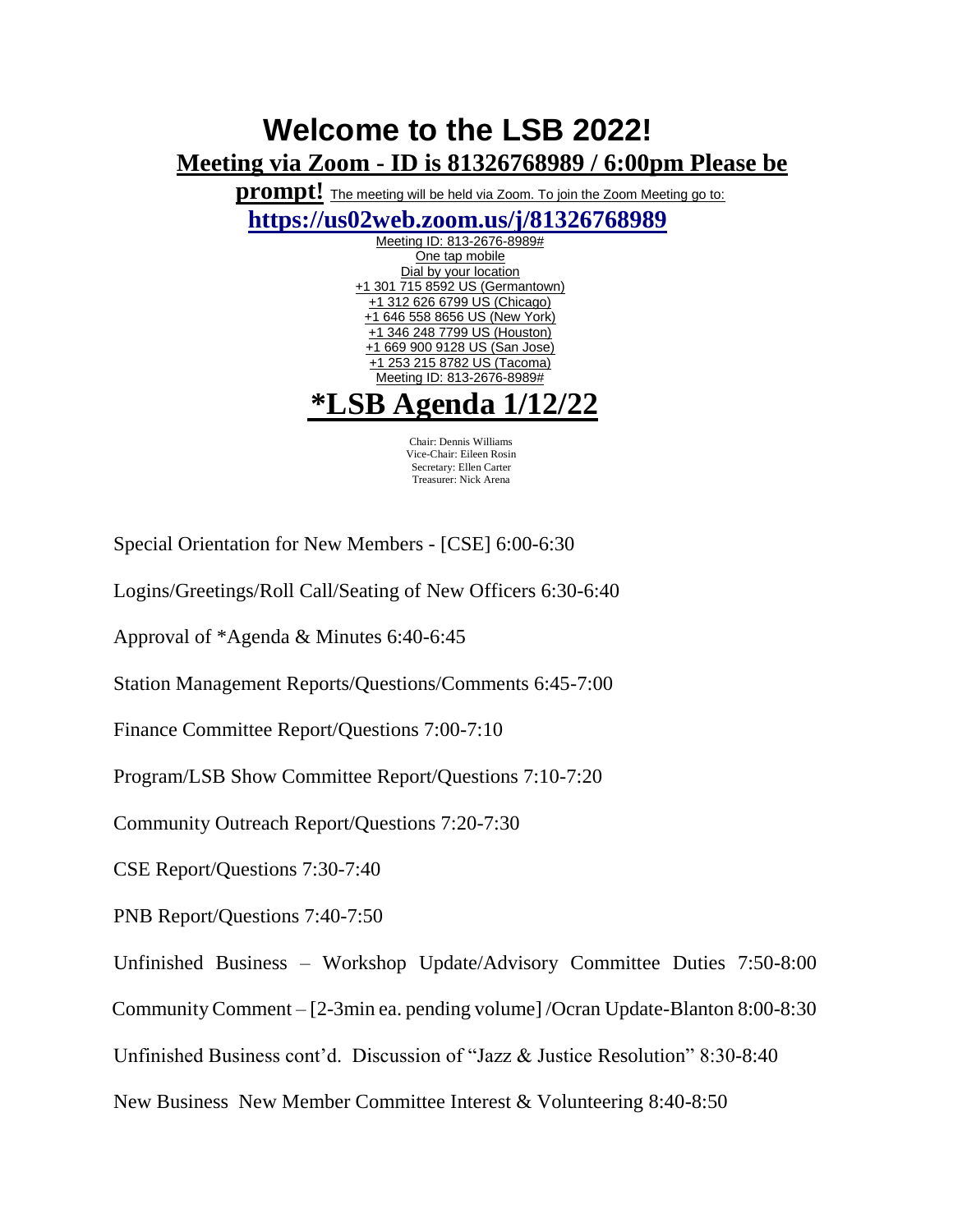# Welcome to the LSB 2022!

**Meeting via Zoom - ID is 81326768989 / 6:00pm Please be prompt!** The meeting will be held via Zoom. To join the Zoom Meeting go to:

**https://us02web.zoom.us/j/81326768989**

Meeting ID: 813-2676-8989#
One tap mobile
Dial by your location
+1 301 715 8592 US (Germantown)
+1 312 626 6799 US (Chicago)
+1 646 558 8656 US (New York)
+1 346 248 7799 US (Houston)
+1 669 900 9128 US (San Jose)
+1 253 215 8782 US (Tacoma)
Meeting ID: 813-2676-8989#

# *LSB Agenda 1/12/22

Chair: Dennis Williams
Vice-Chair: Eileen Rosin
Secretary: Ellen Carter
Treasurer: Nick Arena

Special Orientation for New Members - [CSE] 6:00-6:30

Logins/Greetings/Roll Call/Seating of New Officers 6:30-6:40

Approval of *Agenda & Minutes 6:40-6:45

Station Management Reports/Questions/Comments 6:45-7:00

Finance Committee Report/Questions 7:00-7:10

Program/LSB Show Committee Report/Questions 7:10-7:20

Community Outreach Report/Questions 7:20-7:30

CSE Report/Questions 7:30-7:40

PNB Report/Questions 7:40-7:50

Unfinished Business – Workshop Update/Advisory Committee Duties 7:50-8:00

Community Comment – [2-3min ea. pending volume] /Ocran Update-Blanton 8:00-8:30

Unfinished Business cont'd. Discussion of "Jazz & Justice Resolution" 8:30-8:40

New Business New Member Committee Interest & Volunteering 8:40-8:50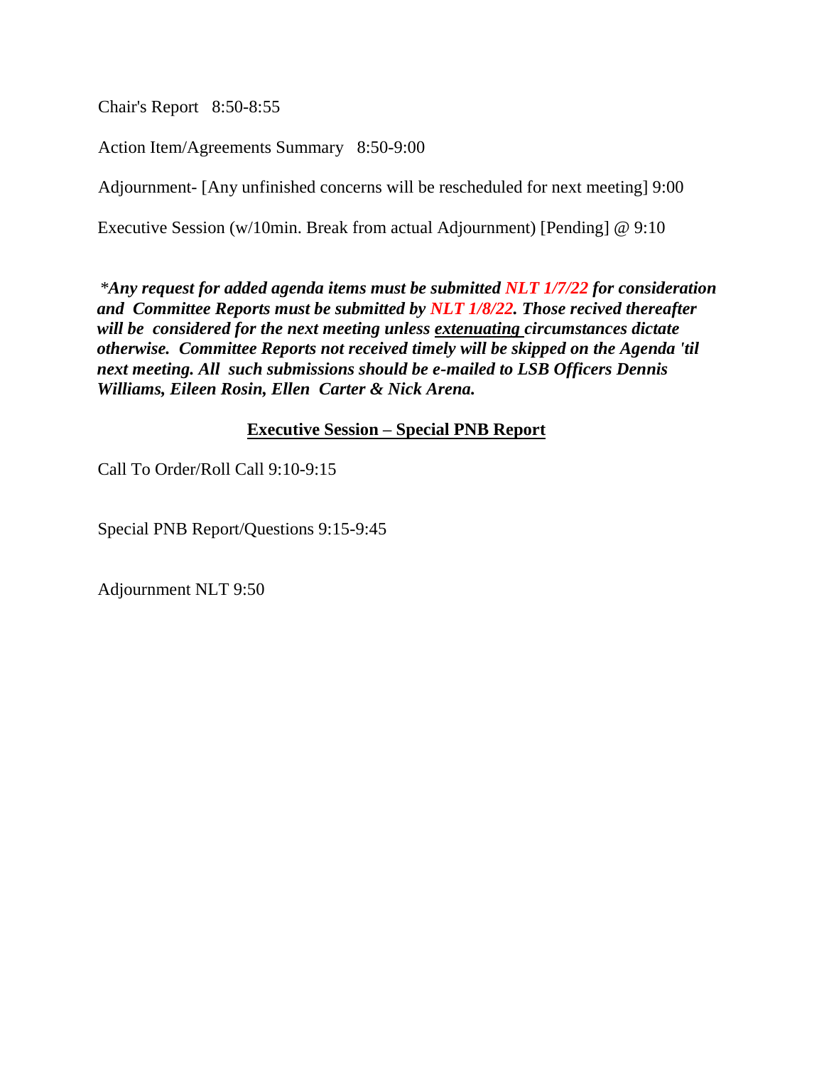Chair's Report 8:50-8:55

Action Item/Agreements Summary 8:50-9:00

Adjournment- [Any unfinished concerns will be rescheduled for next meeting] 9:00

Executive Session (w/10min. Break from actual Adjournment) [Pending] @ 9:10

*\*Any request for added agenda items must be submitted **NLT 1/7/22** for consideration and Committee Reports must be submitted by **NLT 1/8/22**. Those recived thereafter will be considered for the next meeting unless extenuating circumstances dictate otherwise. Committee Reports not received timely will be skipped on the Agenda 'til next meeting. All such submissions should be e-mailed to LSB Officers Dennis Williams, Eileen Rosin, Ellen Carter & Nick Arena.*

**Executive Session – Special PNB Report**

Call To Order/Roll Call 9:10-9:15

Special PNB Report/Questions 9:15-9:45

Adjournment NLT 9:50